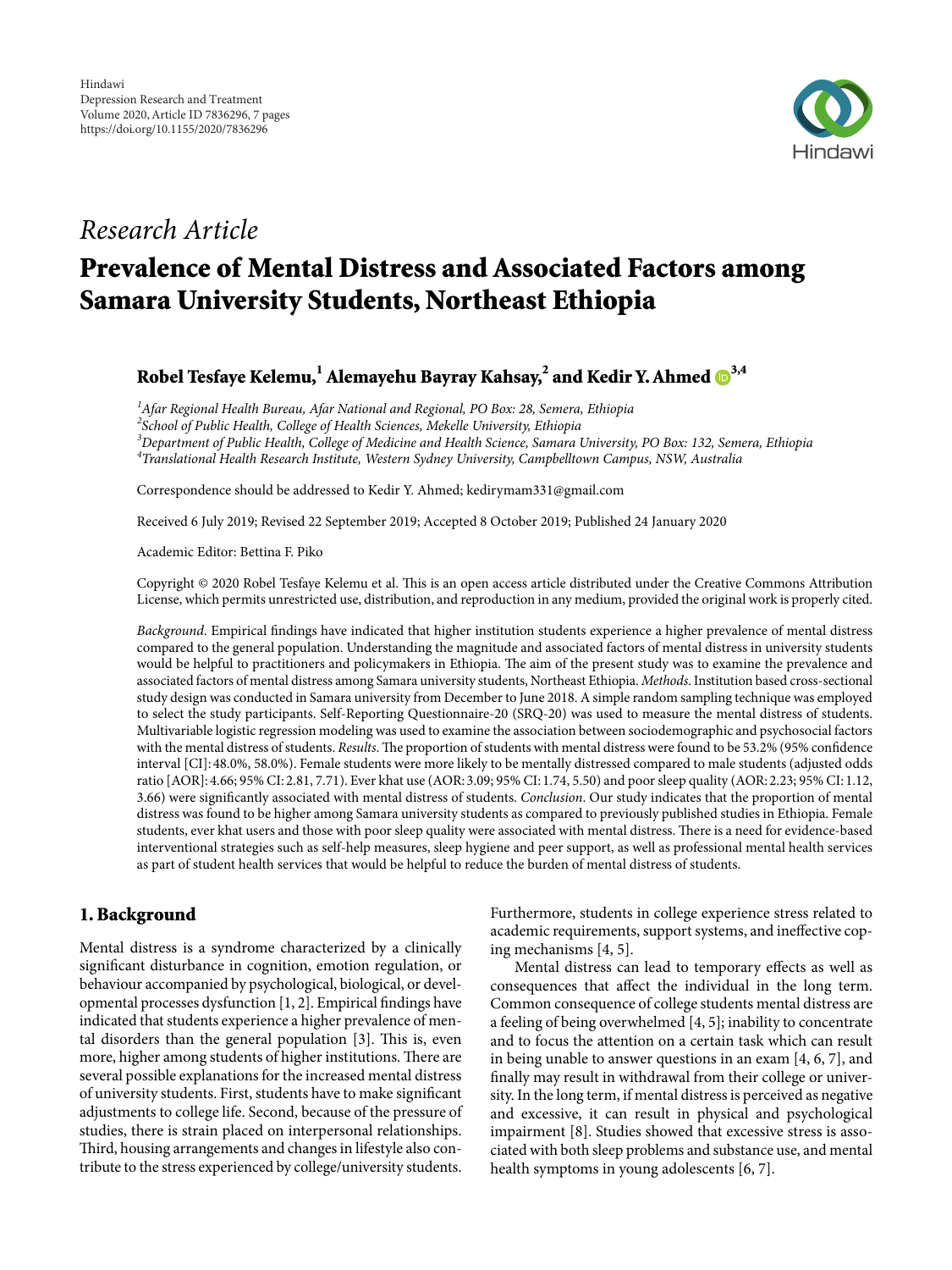Hindawi
Depression Research and Treatment
Volume 2020, Article ID 7836296, 7 pages
https://doi.org/10.1155/2020/7836296

*Research Article*

# Prevalence of Mental Distress and Associated Factors among Samara University Students, Northeast Ethiopia

**Robel Tesfaye Kelemu,[1] Alemayehu Bayray Kahsay,[2] and Kedir Y. Ahmed[3,4]**

[1]*Afar Regional Health Bureau, Afar National and Regional, PO Box: 28, Semera, Ethiopia*
[2]*School of Public Health, College of Health Sciences, Mekelle University, Ethiopia*
[3]*Department of Public Health, College of Medicine and Health Science, Samara University, PO Box: 132, Semera, Ethiopia*
[4]*Translational Health Research Institute, Western Sydney University, Campbelltown Campus, NSW, Australia*

Correspondence should be addressed to Kedir Y. Ahmed; kedirymam331@gmail.com

Received 6 July 2019; Revised 22 September 2019; Accepted 8 October 2019; Published 24 January 2020

Academic Editor: Bettina F. Piko

Copyright © 2020 Robel Tesfaye Kelemu et al. This is an open access article distributed under the Creative Commons Attribution License, which permits unrestricted use, distribution, and reproduction in any medium, provided the original work is properly cited.

*Background*. Empirical findings have indicated that higher institution students experience a higher prevalence of mental distress compared to the general population. Understanding the magnitude and associated factors of mental distress in university students would be helpful to practitioners and policymakers in Ethiopia. The aim of the present study was to examine the prevalence and associated factors of mental distress among Samara university students, Northeast Ethiopia. *Methods*. Institution based cross-sectional study design was conducted in Samara university from December to June 2018. A simple random sampling technique was employed to select the study participants. Self-Reporting Questionnaire-20 (SRQ-20) was used to measure the mental distress of students. Multivariable logistic regression modeling was used to examine the association between sociodemographic and psychosocial factors with the mental distress of students. *Results*. The proportion of students with mental distress were found to be 53.2% (95% confidence interval [CI]: 48.0%, 58.0%). Female students were more likely to be mentally distressed compared to male students (adjusted odds ratio [AOR]: 4.66; 95% CI: 2.81, 7.71). Ever khat use (AOR: 3.09; 95% CI: 1.74, 5.50) and poor sleep quality (AOR: 2.23; 95% CI: 1.12, 3.66) were significantly associated with mental distress of students. *Conclusion*. Our study indicates that the proportion of mental distress was found to be higher among Samara university students as compared to previously published studies in Ethiopia. Female students, ever khat users and those with poor sleep quality were associated with mental distress. There is a need for evidence-based interventional strategies such as self-help measures, sleep hygiene and peer support, as well as professional mental health services as part of student health services that would be helpful to reduce the burden of mental distress of students.

## 1. Background

Mental distress is a syndrome characterized by a clinically significant disturbance in cognition, emotion regulation, or behaviour accompanied by psychological, biological, or developmental processes dysfunction [1, 2]. Empirical findings have indicated that students experience a higher prevalence of mental disorders than the general population [3]. This is, even more, higher among students of higher institutions. There are several possible explanations for the increased mental distress of university students. First, students have to make significant adjustments to college life. Second, because of the pressure of studies, there is strain placed on interpersonal relationships. Third, housing arrangements and changes in lifestyle also contribute to the stress experienced by college/university students. Furthermore, students in college experience stress related to academic requirements, support systems, and ineffective coping mechanisms [4, 5].

Mental distress can lead to temporary effects as well as consequences that affect the individual in the long term. Common consequence of college students mental distress are a feeling of being overwhelmed [4, 5]; inability to concentrate and to focus the attention on a certain task which can result in being unable to answer questions in an exam [4, 6, 7], and finally may result in withdrawal from their college or university. In the long term, if mental distress is perceived as negative and excessive, it can result in physical and psychological impairment [8]. Studies showed that excessive stress is associated with both sleep problems and substance use, and mental health symptoms in young adolescents [6, 7].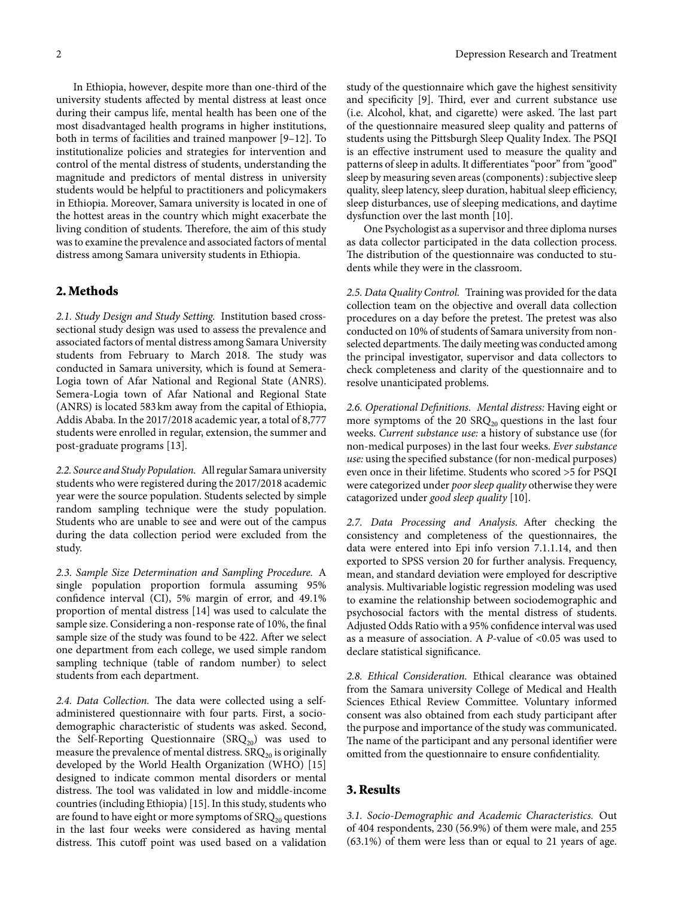In Ethiopia, however, despite more than one-third of the university students affected by mental distress at least once during their campus life, mental health has been one of the most disadvantaged health programs in higher institutions, both in terms of facilities and trained manpower [9–12]. To institutionalize policies and strategies for intervention and control of the mental distress of students, understanding the magnitude and predictors of mental distress in university students would be helpful to practitioners and policymakers in Ethiopia. Moreover, Samara university is located in one of the hottest areas in the country which might exacerbate the living condition of students. Therefore, the aim of this study was to examine the prevalence and associated factors of mental distress among Samara university students in Ethiopia.

## 2. Methods

*2.1. Study Design and Study Setting.* Institution based cross-sectional study design was used to assess the prevalence and associated factors of mental distress among Samara University students from February to March 2018. The study was conducted in Samara university, which is found at Semera-Logia town of Afar National and Regional State (ANRS). Semera-Logia town of Afar National and Regional State (ANRS) is located 583 km away from the capital of Ethiopia, Addis Ababa. In the 2017/2018 academic year, a total of 8,777 students were enrolled in regular, extension, the summer and post-graduate programs [13].

*2.2. Source and Study Population.* All regular Samara university students who were registered during the 2017/2018 academic year were the source population. Students selected by simple random sampling technique were the study population. Students who are unable to see and were out of the campus during the data collection period were excluded from the study.

*2.3. Sample Size Determination and Sampling Procedure.* A single population proportion formula assuming 95% confidence interval (CI), 5% margin of error, and 49.1% proportion of mental distress [14] was used to calculate the sample size. Considering a non-response rate of 10%, the final sample size of the study was found to be 422. After we select one department from each college, we used simple random sampling technique (table of random number) to select students from each department.

*2.4. Data Collection.* The data were collected using a self-administered questionnaire with four parts. First, a socio-demographic characteristic of students was asked. Second, the Self-Reporting Questionnaire ($SRQ_{20}$) was used to measure the prevalence of mental distress. $SRQ_{20}$ is originally developed by the World Health Organization (WHO) [15] designed to indicate common mental disorders or mental distress. The tool was validated in low and middle-income countries (including Ethiopia) [15]. In this study, students who are found to have eight or more symptoms of $SRQ_{20}$ questions in the last four weeks were considered as having mental distress. This cutoff point was used based on a validation study of the questionnaire which gave the highest sensitivity and specificity [9]. Third, ever and current substance use (i.e. Alcohol, khat, and cigarette) were asked. The last part of the questionnaire measured sleep quality and patterns of students using the Pittsburgh Sleep Quality Index. The PSQI is an effective instrument used to measure the quality and patterns of sleep in adults. It differentiates "poor" from "good" sleep by measuring seven areas (components): subjective sleep quality, sleep latency, sleep duration, habitual sleep efficiency, sleep disturbances, use of sleeping medications, and daytime dysfunction over the last month [10].

One Psychologist as a supervisor and three diploma nurses as data collector participated in the data collection process. The distribution of the questionnaire was conducted to students while they were in the classroom.

*2.5. Data Quality Control.* Training was provided for the data collection team on the objective and overall data collection procedures on a day before the pretest. The pretest was also conducted on 10% of students of Samara university from non-selected departments. The daily meeting was conducted among the principal investigator, supervisor and data collectors to check completeness and clarity of the questionnaire and to resolve unanticipated problems.

*2.6. Operational Definitions. Mental distress:* Having eight or more symptoms of the 20 $SRQ_{20}$ questions in the last four weeks. *Current substance use:* a history of substance use (for non-medical purposes) in the last four weeks. *Ever substance use:* using the specified substance (for non-medical purposes) even once in their lifetime. Students who scored >5 for PSQI were categorized under *poor sleep quality* otherwise they were catagorized under *good sleep quality* [10].

*2.7. Data Processing and Analysis.* After checking the consistency and completeness of the questionnaires, the data were entered into Epi info version 7.1.1.14, and then exported to SPSS version 20 for further analysis. Frequency, mean, and standard deviation were employed for descriptive analysis. Multivariable logistic regression modeling was used to examine the relationship between sociodemographic and psychosocial factors with the mental distress of students. Adjusted Odds Ratio with a 95% confidence interval was used as a measure of association. A *P*-value of <0.05 was used to declare statistical significance.

*2.8. Ethical Consideration.* Ethical clearance was obtained from the Samara university College of Medical and Health Sciences Ethical Review Committee. Voluntary informed consent was also obtained from each study participant after the purpose and importance of the study was communicated. The name of the participant and any personal identifier were omitted from the questionnaire to ensure confidentiality.

## 3. Results

*3.1. Socio-Demographic and Academic Characteristics.* Out of 404 respondents, 230 (56.9%) of them were male, and 255 (63.1%) of them were less than or equal to 21 years of age.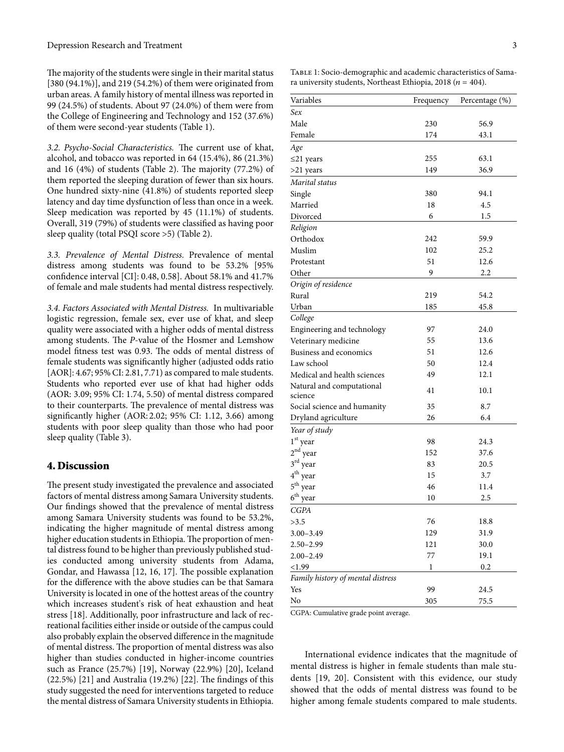The majority of the students were single in their marital status [380 (94.1%)], and 219 (54.2%) of them were originated from urban areas. A family history of mental illness was reported in 99 (24.5%) of students. About 97 (24.0%) of them were from the College of Engineering and Technology and 152 (37.6%) of them were second-year students (Table 1).

*3.2. Psycho-Social Characteristics.* The current use of khat, alcohol, and tobacco was reported in 64 (15.4%), 86 (21.3%) and 16 (4%) of students (Table 2). The majority (77.2%) of them reported the sleeping duration of fewer than six hours. One hundred sixty-nine (41.8%) of students reported sleep latency and day time dysfunction of less than once in a week. Sleep medication was reported by 45 (11.1%) of students. Overall, 319 (79%) of students were classified as having poor sleep quality (total PSQI score >5) (Table 2).

*3.3. Prevalence of Mental Distress.* Prevalence of mental distress among students was found to be 53.2% [95% confidence interval [CI]: 0.48, 0.58]. About 58.1% and 41.7% of female and male students had mental distress respectively.

*3.4. Factors Associated with Mental Distress.* In multivariable logistic regression, female sex, ever use of khat, and sleep quality were associated with a higher odds of mental distress among students. The *P*-value of the Hosmer and Lemshow model fitness test was 0.93. The odds of mental distress of female students was significantly higher (adjusted odds ratio [AOR]: 4.67; 95% CI: 2.81, 7.71) as compared to male students. Students who reported ever use of khat had higher odds (AOR: 3.09; 95% CI: 1.74, 5.50) of mental distress compared to their counterparts. The prevalence of mental distress was significantly higher (AOR: 2.02; 95% CI: 1.12, 3.66) among students with poor sleep quality than those who had poor sleep quality (Table 3).

Table 1: Socio-demographic and academic characteristics of Samara university students, Northeast Ethiopia, 2018 ($n$ = 404).

| Variables | Frequency | Percentage (%) |
|---|---|---|
| *Sex* | | |
| Male | 230 | 56.9 |
| Female | 174 | 43.1 |
| *Age* | | |
| ≤21 years | 255 | 63.1 |
| >21 years | 149 | 36.9 |
| *Marital status* | | |
| Single | 380 | 94.1 |
| Married | 18 | 4.5 |
| Divorced | 6 | 1.5 |
| *Religion* | | |
| Orthodox | 242 | 59.9 |
| Muslim | 102 | 25.2 |
| Protestant | 51 | 12.6 |
| Other | 9 | 2.2 |
| *Origin of residence* | | |
| Rural | 219 | 54.2 |
| Urban | 185 | 45.8 |
| *College* | | |
| Engineering and technology | 97 | 24.0 |
| Veterinary medicine | 55 | 13.6 |
| Business and economics | 51 | 12.6 |
| Law school | 50 | 12.4 |
| Medical and health sciences | 49 | 12.1 |
| Natural and computational science | 41 | 10.1 |
| Social science and humanity | 35 | 8.7 |
| Dryland agriculture | 26 | 6.4 |
| *Year of study* | | |
| 1st year | 98 | 24.3 |
| 2nd year | 152 | 37.6 |
| 3rd year | 83 | 20.5 |
| 4th year | 15 | 3.7 |
| 5th year | 46 | 11.4 |
| 6th year | 10 | 2.5 |
| *CGPA* | | |
| >3.5 | 76 | 18.8 |
| 3.00–3.49 | 129 | 31.9 |
| 2.50–2.99 | 121 | 30.0 |
| 2.00–2.49 | 77 | 19.1 |
| <1.99 | 1 | 0.2 |
| *Family history of mental distress* | | |
| Yes | 99 | 24.5 |
| No | 305 | 75.5 |

CGPA: Cumulative grade point average.

## 4. Discussion

The present study investigated the prevalence and associated factors of mental distress among Samara University students. Our findings showed that the prevalence of mental distress among Samara University students was found to be 53.2%, indicating the higher magnitude of mental distress among higher education students in Ethiopia. The proportion of mental distress found to be higher than previously published studies conducted among university students from Adama, Gondar, and Hawassa [12, 16, 17]. The possible explanation for the difference with the above studies can be that Samara University is located in one of the hottest areas of the country which increases student's risk of heat exhaustion and heat stress [18]. Additionally, poor infrastructure and lack of recreational facilities either inside or outside of the campus could also probably explain the observed difference in the magnitude of mental distress. The proportion of mental distress was also higher than studies conducted in higher-income countries such as France (25.7%) [19], Norway (22.9%) [20], Iceland (22.5%) [21] and Australia (19.2%) [22]. The findings of this study suggested the need for interventions targeted to reduce the mental distress of Samara University students in Ethiopia.

International evidence indicates that the magnitude of mental distress is higher in female students than male students [19, 20]. Consistent with this evidence, our study showed that the odds of mental distress was found to be higher among female students compared to male students.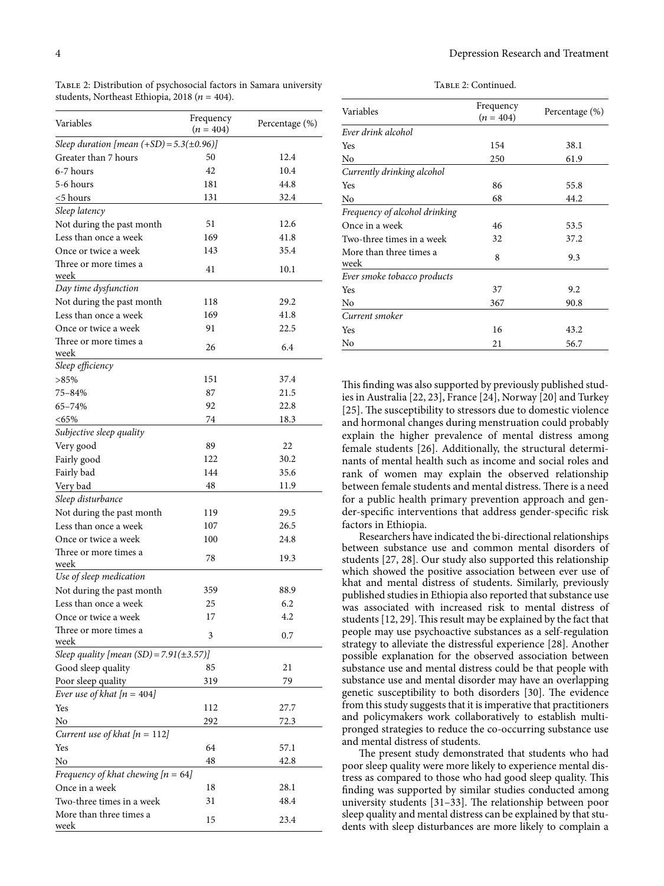Table 2: Distribution of psychosocial factors in Samara university students, Northeast Ethiopia, 2018 ($n$ = 404).

| Variables | Frequency ($n$ = 404) | Percentage (%) |
|---|---|---|
| *Sleep duration [mean (+SD) = 5.3(±0.96)]* | | |
| Greater than 7 hours | 50 | 12.4 |
| 6-7 hours | 42 | 10.4 |
| 5-6 hours | 181 | 44.8 |
| <5 hours | 131 | 32.4 |
| *Sleep latency* | | |
| Not during the past month | 51 | 12.6 |
| Less than once a week | 169 | 41.8 |
| Once or twice a week | 143 | 35.4 |
| Three or more times a week | 41 | 10.1 |
| *Day time dysfunction* | | |
| Not during the past month | 118 | 29.2 |
| Less than once a week | 169 | 41.8 |
| Once or twice a week | 91 | 22.5 |
| Three or more times a week | 26 | 6.4 |
| *Sleep efficiency* | | |
| >85% | 151 | 37.4 |
| 75–84% | 87 | 21.5 |
| 65–74% | 92 | 22.8 |
| <65% | 74 | 18.3 |
| *Subjective sleep quality* | | |
| Very good | 89 | 22 |
| Fairly good | 122 | 30.2 |
| Fairly bad | 144 | 35.6 |
| Very bad | 48 | 11.9 |
| *Sleep disturbance* | | |
| Not during the past month | 119 | 29.5 |
| Less than once a week | 107 | 26.5 |
| Once or twice a week | 100 | 24.8 |
| Three or more times a week | 78 | 19.3 |
| *Use of sleep medication* | | |
| Not during the past month | 359 | 88.9 |
| Less than once a week | 25 | 6.2 |
| Once or twice a week | 17 | 4.2 |
| Three or more times a week | 3 | 0.7 |
| *Sleep quality [mean (SD) = 7.91(±3.57)]* | | |
| Good sleep quality | 85 | 21 |
| Poor sleep quality | 319 | 79 |
| *Ever use of khat [n = 404]* | | |
| Yes | 112 | 27.7 |
| No | 292 | 72.3 |
| *Current use of khat [n = 112]* | | |
| Yes | 64 | 57.1 |
| No | 48 | 42.8 |
| *Frequency of khat chewing [n = 64]* | | |
| Once in a week | 18 | 28.1 |
| Two-three times in a week | 31 | 48.4 |
| More than three times a week | 15 | 23.4 |
| *Ever drink alcohol* | | |
| Yes | 154 | 38.1 |
| No | 250 | 61.9 |
| *Currently drinking alcohol* | | |
| Yes | 86 | 55.8 |
| No | 68 | 44.2 |
| *Frequency of alcohol drinking* | | |
| Once in a week | 46 | 53.5 |
| Two-three times in a week | 32 | 37.2 |
| More than three times a week | 8 | 9.3 |
| *Ever smoke tobacco products* | | |
| Yes | 37 | 9.2 |
| No | 367 | 90.8 |
| *Current smoker* | | |
| Yes | 16 | 43.2 |
| No | 21 | 56.7 |

This finding was also supported by previously published studies in Australia [22, 23], France [24], Norway [20] and Turkey [25]. The susceptibility to stressors due to domestic violence and hormonal changes during menstruation could probably explain the higher prevalence of mental distress among female students [26]. Additionally, the structural determinants of mental health such as income and social roles and rank of women may explain the observed relationship between female students and mental distress. There is a need for a public health primary prevention approach and gender-specific interventions that address gender-specific risk factors in Ethiopia.

Researchers have indicated the bi-directional relationships between substance use and common mental disorders of students [27, 28]. Our study also supported this relationship which showed the positive association between ever use of khat and mental distress of students. Similarly, previously published studies in Ethiopia also reported that substance use was associated with increased risk to mental distress of students [12, 29]. This result may be explained by the fact that people may use psychoactive substances as a self-regulation strategy to alleviate the distressful experience [28]. Another possible explanation for the observed association between substance use and mental distress could be that people with substance use and mental disorder may have an overlapping genetic susceptibility to both disorders [30]. The evidence from this study suggests that it is imperative that practitioners and policymakers work collaboratively to establish multi-pronged strategies to reduce the co-occurring substance use and mental distress of students.

The present study demonstrated that students who had poor sleep quality were more likely to experience mental distress as compared to those who had good sleep quality. This finding was supported by similar studies conducted among university students [31–33]. The relationship between poor sleep quality and mental distress can be explained by that students with sleep disturbances are more likely to complain a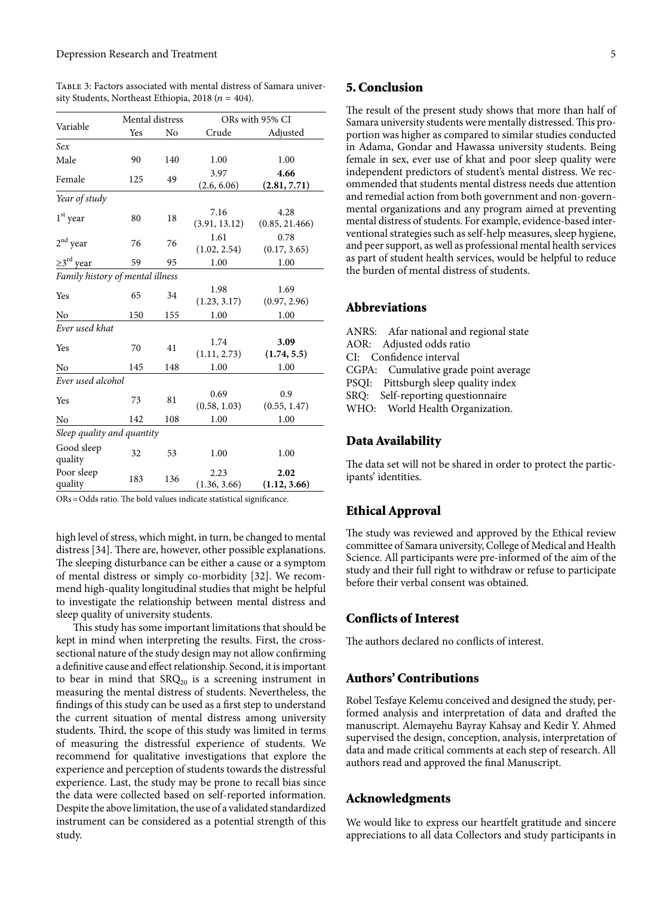Table 3: Factors associated with mental distress of Samara university Students, Northeast Ethiopia, 2018 ($n$ = 404).

| Variable | Mental distress | | ORs with 95% CI | |
|---|---|---|---|---|
| | Yes | No | Crude | Adjusted |
| *Sex* | | | | |
| Male | 90 | 140 | 1.00 | 1.00 |
| Female | 125 | 49 | 3.97 (2.6, 6.06) | **4.66 (2.81, 7.71)** |
| *Year of study* | | | | |
| 1[st] year | 80 | 18 | 7.16 (3.91, 13.12) | 4.28 (0.85, 21.466) |
| 2[nd] year | 76 | 76 | 1.61 (1.02, 2.54) | 0.78 (0.17, 3.65) |
| ≥3[rd] year | 59 | 95 | 1.00 | 1.00 |
| *Family history of mental illness* | | | | |
| Yes | 65 | 34 | 1.98 (1.23, 3.17) | 1.69 (0.97, 2.96) |
| No | 150 | 155 | 1.00 | 1.00 |
| *Ever used khat* | | | | |
| Yes | 70 | 41 | 1.74 (1.11, 2.73) | **3.09 (1.74, 5.5)** |
| No | 145 | 148 | 1.00 | 1.00 |
| *Ever used alcohol* | | | | |
| Yes | 73 | 81 | 0.69 (0.58, 1.03) | 0.9 (0.55, 1.47) |
| No | 142 | 108 | 1.00 | 1.00 |
| *Sleep quality and quantity* | | | | |
| Good sleep quality | 32 | 53 | 1.00 | 1.00 |
| Poor sleep quality | 183 | 136 | 2.23 (1.36, 3.66) | **2.02 (1.12, 3.66)** |

ORs = Odds ratio. The bold values indicate statistical significance.

high level of stress, which might, in turn, be changed to mental distress [34]. There are, however, other possible explanations. The sleeping disturbance can be either a cause or a symptom of mental distress or simply co-morbidity [32]. We recommend high-quality longitudinal studies that might be helpful to investigate the relationship between mental distress and sleep quality of university students.

This study has some important limitations that should be kept in mind when interpreting the results. First, the cross-sectional nature of the study design may not allow confirming a definitive cause and effect relationship. Second, it is important to bear in mind that $SRQ_{20}$ is a screening instrument in measuring the mental distress of students. Nevertheless, the findings of this study can be used as a first step to understand the current situation of mental distress among university students. Third, the scope of this study was limited in terms of measuring the distressful experience of students. We recommend for qualitative investigations that explore the experience and perception of students towards the distressful experience. Last, the study may be prone to recall bias since the data were collected based on self-reported information. Despite the above limitation, the use of a validated standardized instrument can be considered as a potential strength of this study.

## 5. Conclusion

The result of the present study shows that more than half of Samara university students were mentally distressed. This proportion was higher as compared to similar studies conducted in Adama, Gondar and Hawassa university students. Being female in sex, ever use of khat and poor sleep quality were independent predictors of student's mental distress. We recommended that students mental distress needs due attention and remedial action from both government and non-governmental organizations and any program aimed at preventing mental distress of students. For example, evidence-based interventional strategies such as self-help measures, sleep hygiene, and peer support, as well as professional mental health services as part of student health services, would be helpful to reduce the burden of mental distress of students.

## Abbreviations

ANRS: Afar national and regional state
AOR: Adjusted odds ratio
CI: Confidence interval
CGPA: Cumulative grade point average
PSQI: Pittsburgh sleep quality index
SRQ: Self-reporting questionnaire
WHO: World Health Organization.

## Data Availability

The data set will not be shared in order to protect the participants' identities.

## Ethical Approval

The study was reviewed and approved by the Ethical review committee of Samara university, College of Medical and Health Science. All participants were pre-informed of the aim of the study and their full right to withdraw or refuse to participate before their verbal consent was obtained.

## Conflicts of Interest

The authors declared no conflicts of interest.

## Authors' Contributions

Robel Tesfaye Kelemu conceived and designed the study, performed analysis and interpretation of data and drafted the manuscript. Alemayehu Bayray Kahsay and Kedir Y. Ahmed supervised the design, conception, analysis, interpretation of data and made critical comments at each step of research. All authors read and approved the final Manuscript.

## Acknowledgments

We would like to express our heartfelt gratitude and sincere appreciations to all data Collectors and study participants in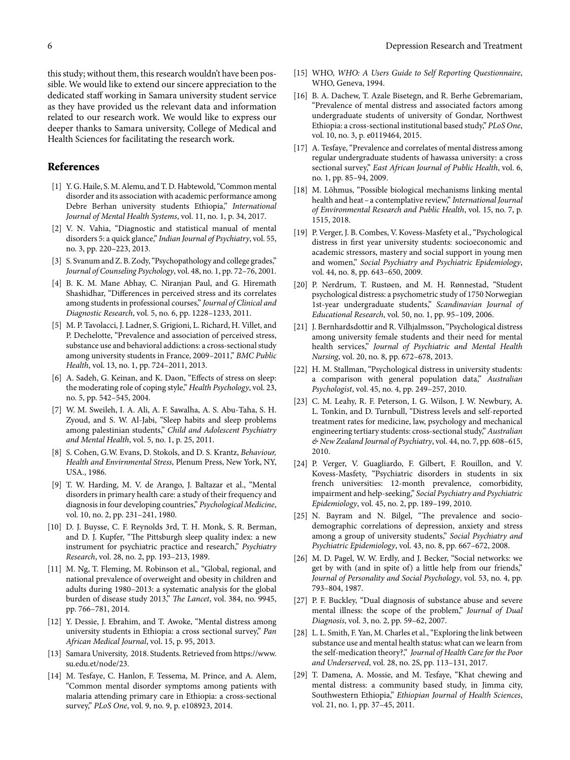this study; without them, this research wouldn't have been possible. We would like to extend our sincere appreciation to the dedicated staff working in Samara university student service as they have provided us the relevant data and information related to our research work. We would like to express our deeper thanks to Samara university, College of Medical and Health Sciences for facilitating the research work.

## References

[1] Y. G. Haile, S. M. Alemu, and T. D. Habtewold, "Common mental disorder and its association with academic performance among Debre Berhan university students Ethiopia," *International Journal of Mental Health Systems*, vol. 11, no. 1, p. 34, 2017.

[2] V. N. Vahia, "Diagnostic and statistical manual of mental disorders 5: a quick glance," *Indian Journal of Psychiatry*, vol. 55, no. 3, pp. 220–223, 2013.

[3] S. Svanum and Z. B. Zody, "Psychopathology and college grades," *Journal of Counseling Psychology*, vol. 48, no. 1, pp. 72–76, 2001.

[4] B. K. M. Mane Abhay, C. Niranjan Paul, and G. Hiremath Shashidhar, "Differences in perceived stress and its correlates among students in professional courses," *Journal of Clinical and Diagnostic Research*, vol. 5, no. 6, pp. 1228–1233, 2011.

[5] M. P. Tavolacci, J. Ladner, S. Grigioni, L. Richard, H. Villet, and P. Dechelotte, "Prevalence and association of perceived stress, substance use and behavioral addictions: a cross-sectional study among university students in France, 2009–2011," *BMC Public Health*, vol. 13, no. 1, pp. 724–2011, 2013.

[6] A. Sadeh, G. Keinan, and K. Daon, "Effects of stress on sleep: the moderating role of coping style," *Health Psychology*, vol. 23, no. 5, pp. 542–545, 2004.

[7] W. M. Sweileh, I. A. Ali, A. F. Sawalha, A. S. Abu-Taha, S. H. Zyoud, and S. W. Al-Jabi, "Sleep habits and sleep problems among palestinian students," *Child and Adolescent Psychiatry and Mental Health*, vol. 5, no. 1, p. 25, 2011.

[8] S. Cohen, G.W. Evans, D. Stokols, and D. S. Krantz, *Behaviour, Health and Envirnmental Stress*, Plenum Press, New York, NY, USA., 1986.

[9] T. W. Harding, M. V. de Arango, J. Baltazar et al., "Mental disorders in primary health care: a study of their frequency and diagnosis in four developing countries," *Psychological Medicine*, vol. 10, no. 2, pp. 231–241, 1980.

[10] D. J. Buysse, C. F. Reynolds 3rd, T. H. Monk, S. R. Berman, and D. J. Kupfer, "The Pittsburgh sleep quality index: a new instrument for psychiatric practice and research," *Psychiatry Research*, vol. 28, no. 2, pp. 193–213, 1989.

[11] M. Ng, T. Fleming, M. Robinson et al., "Global, regional, and national prevalence of overweight and obesity in children and adults during 1980–2013: a systematic analysis for the global burden of disease study 2013," *The Lancet*, vol. 384, no. 9945, pp. 766–781, 2014.

[12] Y. Dessie, J. Ebrahim, and T. Awoke, "Mental distress among university students in Ethiopia: a cross sectional survey," *Pan African Medical Journal*, vol. 15, p. 95, 2013.

[13] Samara University, 2018. Students. Retrieved from https://www.su.edu.et/node/23.

[14] M. Tesfaye, C. Hanlon, F. Tessema, M. Prince, and A. Alem, "Common mental disorder symptoms among patients with malaria attending primary care in Ethiopia: a cross-sectional survey," *PLoS One*, vol. 9, no. 9, p. e108923, 2014.

[15] WHO, *WHO: A Users Guide to Self Reporting Questionnaire*, WHO, Geneva, 1994.

[16] B. A. Dachew, T. Azale Bisetegn, and R. Berhe Gebremariam, "Prevalence of mental distress and associated factors among undergraduate students of university of Gondar, Northwest Ethiopia: a cross-sectional institutional based study," *PLoS One*, vol. 10, no. 3, p. e0119464, 2015.

[17] A. Tesfaye, "Prevalence and correlates of mental distress among regular undergraduate students of hawassa university: a cross sectional survey," *East African Journal of Public Health*, vol. 6, no. 1, pp. 85–94, 2009.

[18] M. Lõhmus, "Possible biological mechanisms linking mental health and heat – a contemplative review," *International Journal of Environmental Research and Public Health*, vol. 15, no. 7, p. 1515, 2018.

[19] P. Verger, J. B. Combes, V. Kovess-Masfety et al., "Psychological distress in first year university students: socioeconomic and academic stressors, mastery and social support in young men and women," *Social Psychiatry and Psychiatric Epidemiology*, vol. 44, no. 8, pp. 643–650, 2009.

[20] P. Nerdrum, T. Rustøen, and M. H. Rønnestad, "Student psychological distress: a psychometric study of 1750 Norwegian 1st-year undergraduate students," *Scandinavian Journal of Educational Research*, vol. 50, no. 1, pp. 95–109, 2006.

[21] J. Bernhardsdottir and R. Vilhjalmsson, "Psychological distress among university female students and their need for mental health services," *Journal of Psychiatric and Mental Health Nursing*, vol. 20, no. 8, pp. 672–678, 2013.

[22] H. M. Stallman, "Psychological distress in university students: a comparison with general population data," *Australian Psychologist*, vol. 45, no. 4, pp. 249–257, 2010.

[23] C. M. Leahy, R. F. Peterson, I. G. Wilson, J. W. Newbury, A. L. Tonkin, and D. Turnbull, "Distress levels and self-reported treatment rates for medicine, law, psychology and mechanical engineering tertiary students: cross-sectional study," *Australian & New Zealand Journal of Psychiatry*, vol. 44, no. 7, pp. 608–615, 2010.

[24] P. Verger, V. Guagliardo, F. Gilbert, F. Rouillon, and V. Kovess-Masfety, "Psychiatric disorders in students in six french universities: 12-month prevalence, comorbidity, impairment and help-seeking," *Social Psychiatry and Psychiatric Epidemiology*, vol. 45, no. 2, pp. 189–199, 2010.

[25] N. Bayram and N. Bilgel, "The prevalence and socio-demographic correlations of depression, anxiety and stress among a group of university students," *Social Psychiatry and Psychiatric Epidemiology*, vol. 43, no. 8, pp. 667–672, 2008.

[26] M. D. Pagel, W. W. Erdly, and J. Becker, "Social networks: we get by with (and in spite of) a little help from our friends," *Journal of Personality and Social Psychology*, vol. 53, no. 4, pp. 793–804, 1987.

[27] P. F. Buckley, "Dual diagnosis of substance abuse and severe mental illness: the scope of the problem," *Journal of Dual Diagnosis*, vol. 3, no. 2, pp. 59–62, 2007.

[28] L. L. Smith, F. Yan, M. Charles et al., "Exploring the link between substance use and mental health status: what can we learn from the self-medication theory?," *Journal of Health Care for the Poor and Underserved*, vol. 28, no. 2S, pp. 113–131, 2017.

[29] T. Damena, A. Mossie, and M. Tesfaye, "Khat chewing and mental distress: a community based study, in Jimma city, Southwestern Ethiopia," *Ethiopian Journal of Health Sciences*, vol. 21, no. 1, pp. 37–45, 2011.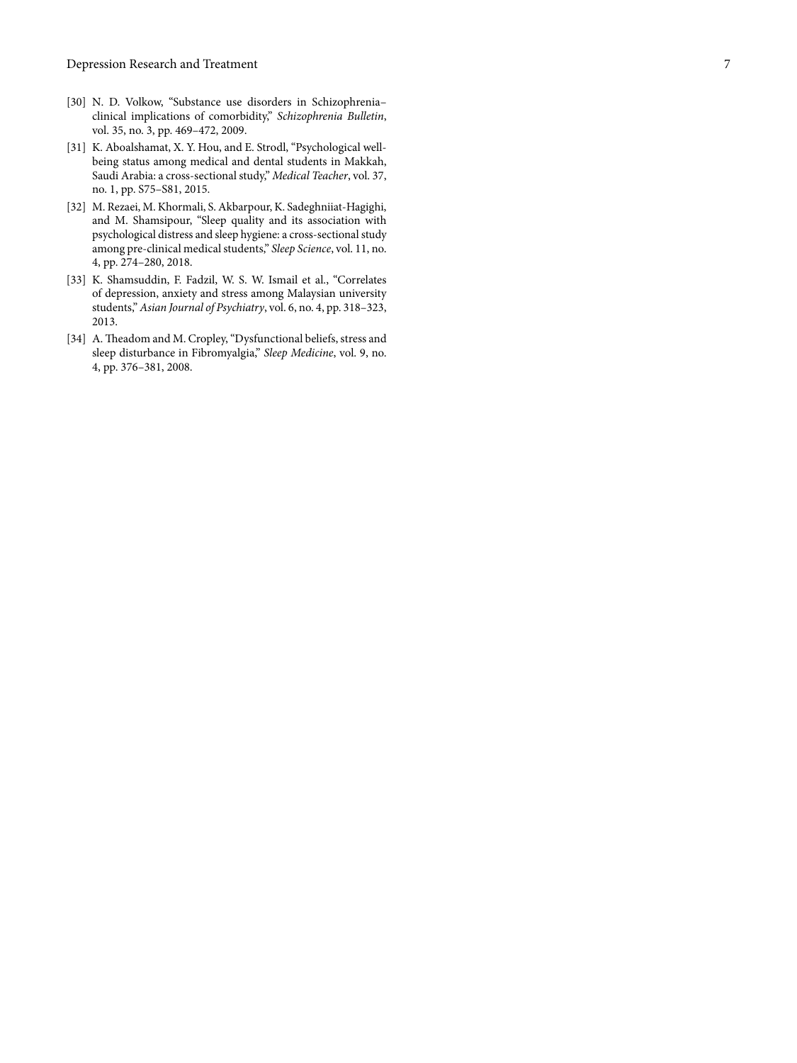[30] N. D. Volkow, "Substance use disorders in Schizophrenia–clinical implications of comorbidity," *Schizophrenia Bulletin*, vol. 35, no. 3, pp. 469–472, 2009.

[31] K. Aboalshamat, X. Y. Hou, and E. Strodl, "Psychological well-being status among medical and dental students in Makkah, Saudi Arabia: a cross-sectional study," *Medical Teacher*, vol. 37, no. 1, pp. S75–S81, 2015.

[32] M. Rezaei, M. Khormali, S. Akbarpour, K. Sadeghniiat-Hagighi, and M. Shamsipour, "Sleep quality and its association with psychological distress and sleep hygiene: a cross-sectional study among pre-clinical medical students," *Sleep Science*, vol. 11, no. 4, pp. 274–280, 2018.

[33] K. Shamsuddin, F. Fadzil, W. S. W. Ismail et al., "Correlates of depression, anxiety and stress among Malaysian university students," *Asian Journal of Psychiatry*, vol. 6, no. 4, pp. 318–323, 2013.

[34] A. Theadom and M. Cropley, "Dysfunctional beliefs, stress and sleep disturbance in Fibromyalgia," *Sleep Medicine*, vol. 9, no. 4, pp. 376–381, 2008.